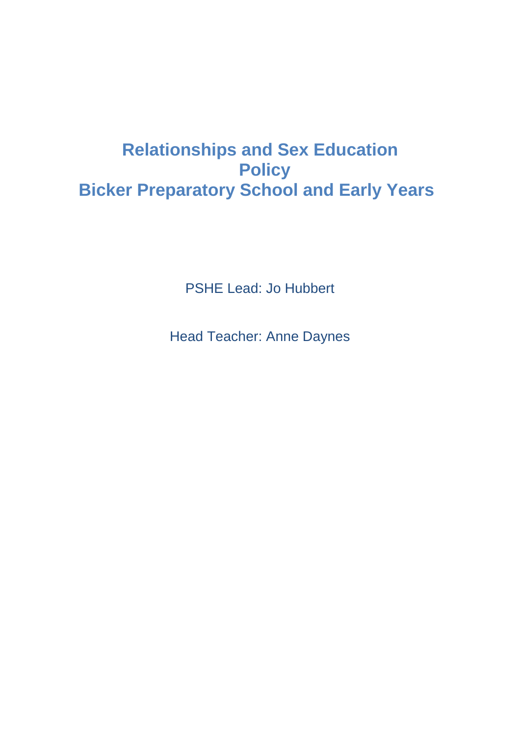# Relationships and Sex Education Policy
# Bicker Preparatory School and Early Years

PSHE Lead: Jo Hubbert

Head Teacher: Anne Daynes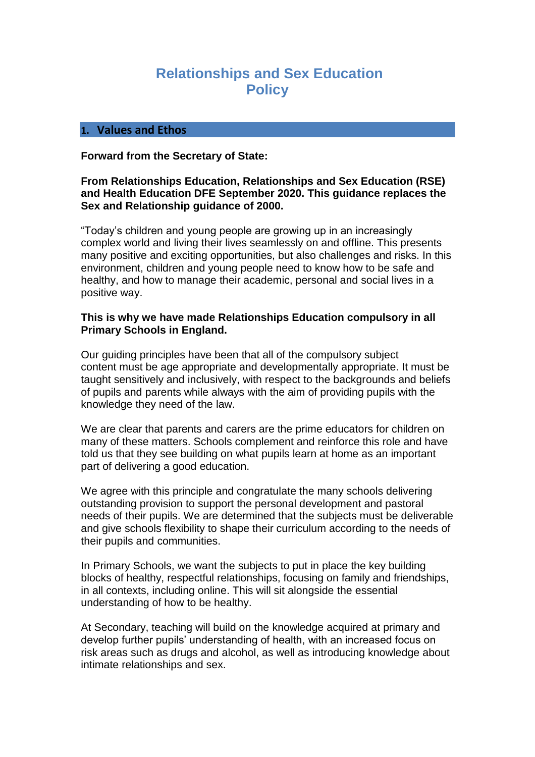# Relationships and Sex Education Policy

## 1. Values and Ethos

**Forward from the Secretary of State:**

**From Relationships Education, Relationships and Sex Education (RSE) and Health Education DFE September 2020. This guidance replaces the Sex and Relationship guidance of 2000.**

"Today's children and young people are growing up in an increasingly complex world and living their lives seamlessly on and offline. This presents many positive and exciting opportunities, but also challenges and risks. In this environment, children and young people need to know how to be safe and healthy, and how to manage their academic, personal and social lives in a positive way.

**This is why we have made Relationships Education compulsory in all Primary Schools in England.**

Our guiding principles have been that all of the compulsory subject content must be age appropriate and developmentally appropriate. It must be taught sensitively and inclusively, with respect to the backgrounds and beliefs of pupils and parents while always with the aim of providing pupils with the knowledge they need of the law.

We are clear that parents and carers are the prime educators for children on many of these matters. Schools complement and reinforce this role and have told us that they see building on what pupils learn at home as an important part of delivering a good education.

We agree with this principle and congratulate the many schools delivering outstanding provision to support the personal development and pastoral needs of their pupils. We are determined that the subjects must be deliverable and give schools flexibility to shape their curriculum according to the needs of their pupils and communities.

In Primary Schools, we want the subjects to put in place the key building blocks of healthy, respectful relationships, focusing on family and friendships, in all contexts, including online. This will sit alongside the essential understanding of how to be healthy.

At Secondary, teaching will build on the knowledge acquired at primary and develop further pupils' understanding of health, with an increased focus on risk areas such as drugs and alcohol, as well as introducing knowledge about intimate relationships and sex.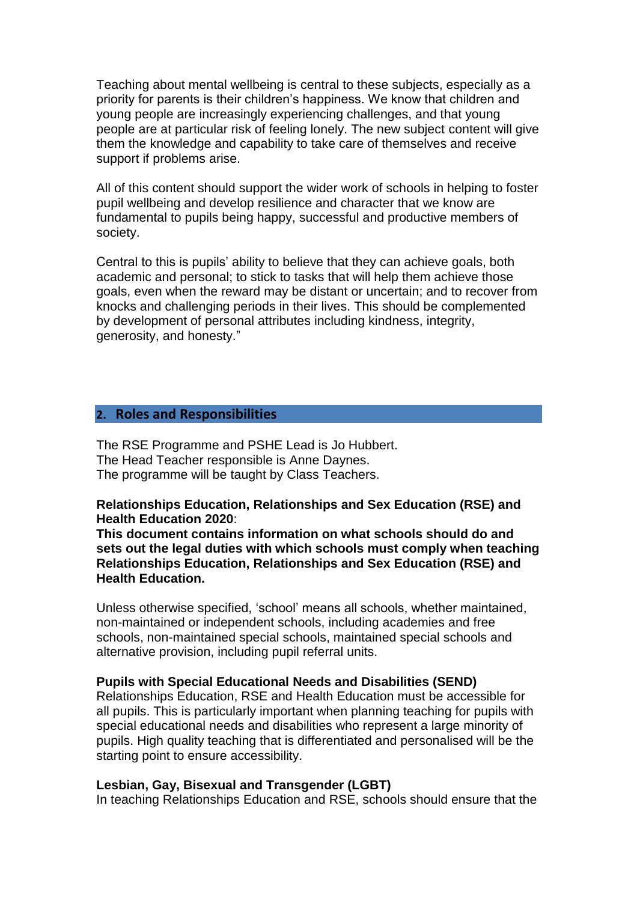Teaching about mental wellbeing is central to these subjects, especially as a priority for parents is their children's happiness. We know that children and young people are increasingly experiencing challenges, and that young people are at particular risk of feeling lonely. The new subject content will give them the knowledge and capability to take care of themselves and receive support if problems arise.

All of this content should support the wider work of schools in helping to foster pupil wellbeing and develop resilience and character that we know are fundamental to pupils being happy, successful and productive members of society.

Central to this is pupils' ability to believe that they can achieve goals, both academic and personal; to stick to tasks that will help them achieve those goals, even when the reward may be distant or uncertain; and to recover from knocks and challenging periods in their lives. This should be complemented by development of personal attributes including kindness, integrity, generosity, and honesty."

## 2. Roles and Responsibilities

The RSE Programme and PSHE Lead is Jo Hubbert.
The Head Teacher responsible is Anne Daynes.
The programme will be taught by Class Teachers.

**Relationships Education, Relationships and Sex Education (RSE) and Health Education 2020**:
**This document contains information on what schools should do and sets out the legal duties with which schools must comply when teaching Relationships Education, Relationships and Sex Education (RSE) and Health Education.**

Unless otherwise specified, 'school' means all schools, whether maintained, non-maintained or independent schools, including academies and free schools, non-maintained special schools, maintained special schools and alternative provision, including pupil referral units.

**Pupils with Special Educational Needs and Disabilities (SEND)**
Relationships Education, RSE and Health Education must be accessible for all pupils. This is particularly important when planning teaching for pupils with special educational needs and disabilities who represent a large minority of pupils. High quality teaching that is differentiated and personalised will be the starting point to ensure accessibility.

**Lesbian, Gay, Bisexual and Transgender (LGBT)**
In teaching Relationships Education and RSE, schools should ensure that the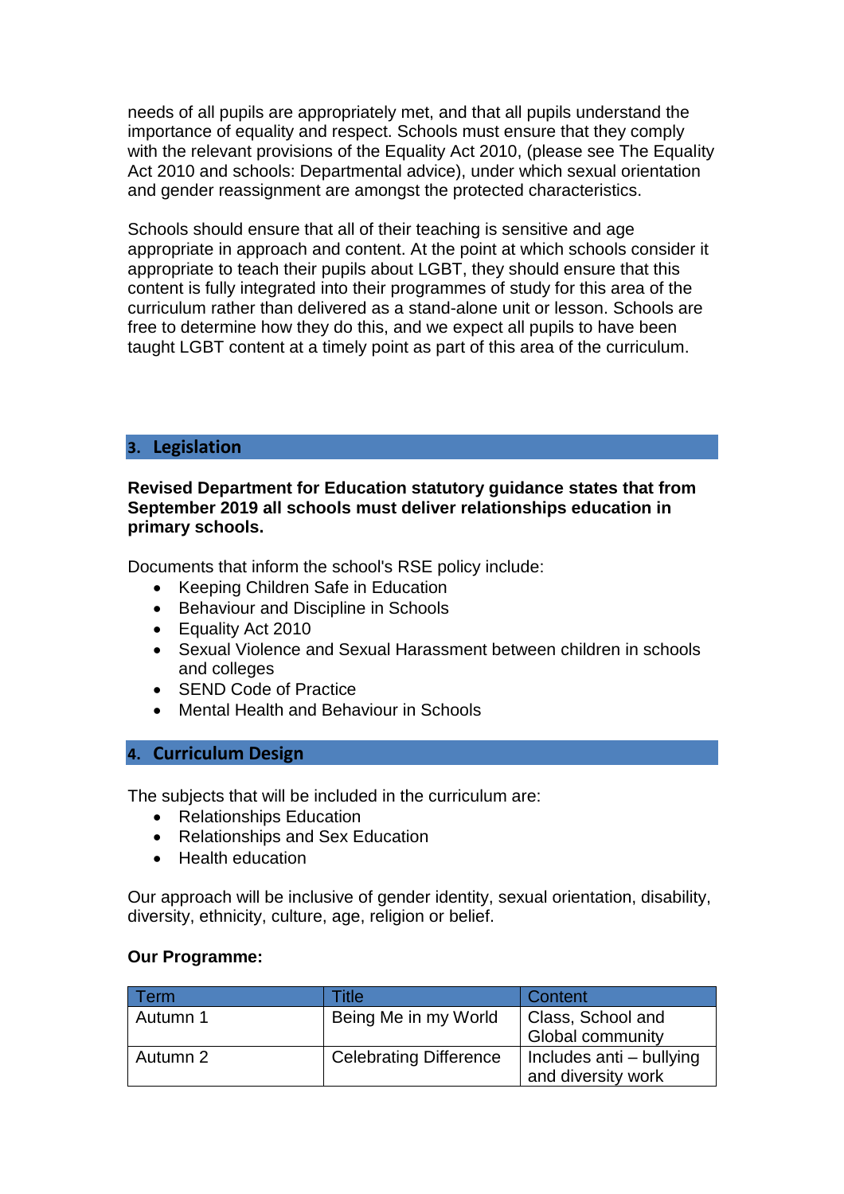needs of all pupils are appropriately met, and that all pupils understand the importance of equality and respect. Schools must ensure that they comply with the relevant provisions of the Equality Act 2010, (please see The Equality Act 2010 and schools: Departmental advice), under which sexual orientation and gender reassignment are amongst the protected characteristics.

Schools should ensure that all of their teaching is sensitive and age appropriate in approach and content. At the point at which schools consider it appropriate to teach their pupils about LGBT, they should ensure that this content is fully integrated into their programmes of study for this area of the curriculum rather than delivered as a stand-alone unit or lesson. Schools are free to determine how they do this, and we expect all pupils to have been taught LGBT content at a timely point as part of this area of the curriculum.

## 3. Legislation

**Revised Department for Education statutory guidance states that from September 2019 all schools must deliver relationships education in primary schools.**

Documents that inform the school's RSE policy include:

- Keeping Children Safe in Education
- Behaviour and Discipline in Schools
- Equality Act 2010
- Sexual Violence and Sexual Harassment between children in schools and colleges
- SEND Code of Practice
- Mental Health and Behaviour in Schools

## 4. Curriculum Design

The subjects that will be included in the curriculum are:

- Relationships Education
- Relationships and Sex Education
- Health education

Our approach will be inclusive of gender identity, sexual orientation, disability, diversity, ethnicity, culture, age, religion or belief.

**Our Programme:**

| Term | Title | Content |
| --- | --- | --- |
| Autumn 1 | Being Me in my World | Class, School and Global community |
| Autumn 2 | Celebrating Difference | Includes anti – bullying and diversity work |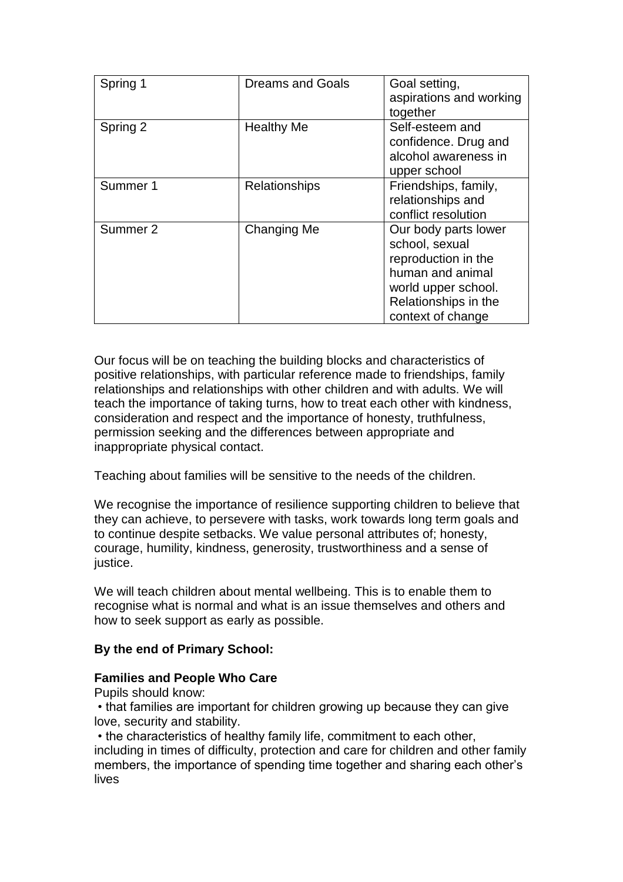| Spring 1 | Dreams and Goals | Goal setting, aspirations and working together |
| --- | --- | --- |
| Spring 2 | Healthy Me | Self-esteem and confidence. Drug and alcohol awareness in upper school |
| Summer 1 | Relationships | Friendships, family, relationships and conflict resolution |
| Summer 2 | Changing Me | Our body parts lower school, sexual reproduction in the human and animal world upper school. Relationships in the context of change |

Our focus will be on teaching the building blocks and characteristics of positive relationships, with particular reference made to friendships, family relationships and relationships with other children and with adults. We will teach the importance of taking turns, how to treat each other with kindness, consideration and respect and the importance of honesty, truthfulness, permission seeking and the differences between appropriate and inappropriate physical contact.

Teaching about families will be sensitive to the needs of the children.

We recognise the importance of resilience supporting children to believe that they can achieve, to persevere with tasks, work towards long term goals and to continue despite setbacks. We value personal attributes of; honesty, courage, humility, kindness, generosity, trustworthiness and a sense of justice.

We will teach children about mental wellbeing. This is to enable them to recognise what is normal and what is an issue themselves and others and how to seek support as early as possible.

**By the end of Primary School:**

**Families and People Who Care**

Pupils should know:

- that families are important for children growing up because they can give love, security and stability.
- the characteristics of healthy family life, commitment to each other, including in times of difficulty, protection and care for children and other family members, the importance of spending time together and sharing each other's lives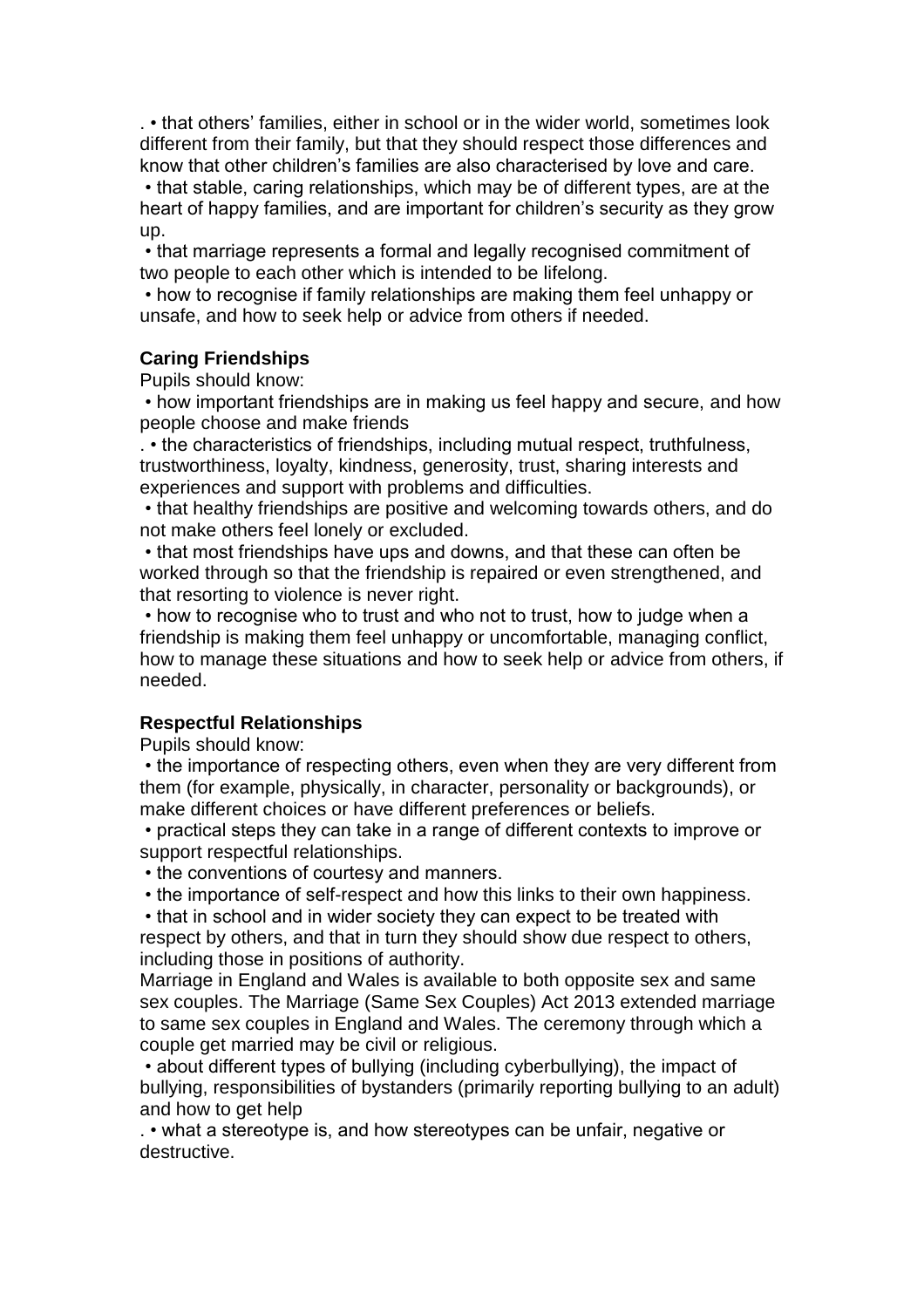. • that others' families, either in school or in the wider world, sometimes look different from their family, but that they should respect those differences and know that other children's families are also characterised by love and care.

• that stable, caring relationships, which may be of different types, are at the heart of happy families, and are important for children's security as they grow up.

• that marriage represents a formal and legally recognised commitment of two people to each other which is intended to be lifelong.

• how to recognise if family relationships are making them feel unhappy or unsafe, and how to seek help or advice from others if needed.

**Caring Friendships**

Pupils should know:

• how important friendships are in making us feel happy and secure, and how people choose and make friends

. • the characteristics of friendships, including mutual respect, truthfulness, trustworthiness, loyalty, kindness, generosity, trust, sharing interests and experiences and support with problems and difficulties.

• that healthy friendships are positive and welcoming towards others, and do not make others feel lonely or excluded.

• that most friendships have ups and downs, and that these can often be worked through so that the friendship is repaired or even strengthened, and that resorting to violence is never right.

• how to recognise who to trust and who not to trust, how to judge when a friendship is making them feel unhappy or uncomfortable, managing conflict, how to manage these situations and how to seek help or advice from others, if needed.

**Respectful Relationships**

Pupils should know:

• the importance of respecting others, even when they are very different from them (for example, physically, in character, personality or backgrounds), or make different choices or have different preferences or beliefs.

• practical steps they can take in a range of different contexts to improve or support respectful relationships.

• the conventions of courtesy and manners.

• the importance of self-respect and how this links to their own happiness.

• that in school and in wider society they can expect to be treated with respect by others, and that in turn they should show due respect to others, including those in positions of authority.

Marriage in England and Wales is available to both opposite sex and same sex couples. The Marriage (Same Sex Couples) Act 2013 extended marriage to same sex couples in England and Wales. The ceremony through which a couple get married may be civil or religious.

• about different types of bullying (including cyberbullying), the impact of bullying, responsibilities of bystanders (primarily reporting bullying to an adult) and how to get help

. • what a stereotype is, and how stereotypes can be unfair, negative or destructive.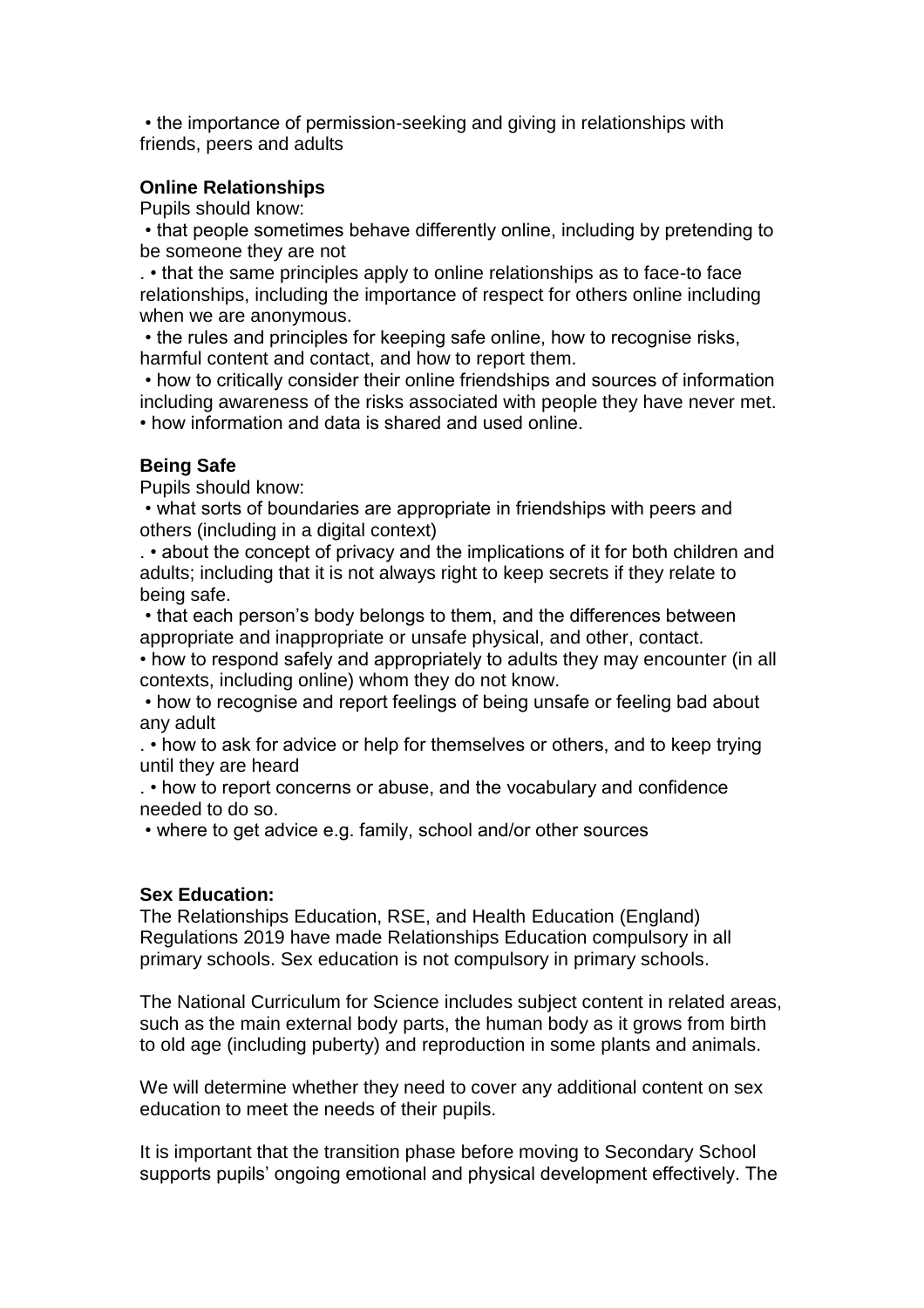- the importance of permission-seeking and giving in relationships with friends, peers and adults

**Online Relationships**

Pupils should know:

- that people sometimes behave differently online, including by pretending to be someone they are not.
- that the same principles apply to online relationships as to face-to face relationships, including the importance of respect for others online including when we are anonymous.
- the rules and principles for keeping safe online, how to recognise risks, harmful content and contact, and how to report them.
- how to critically consider their online friendships and sources of information including awareness of the risks associated with people they have never met.
- how information and data is shared and used online.

**Being Safe**

Pupils should know:

- what sorts of boundaries are appropriate in friendships with peers and others (including in a digital context).
- about the concept of privacy and the implications of it for both children and adults; including that it is not always right to keep secrets if they relate to being safe.
- that each person's body belongs to them, and the differences between appropriate and inappropriate or unsafe physical, and other, contact.
- how to respond safely and appropriately to adults they may encounter (in all contexts, including online) whom they do not know.
- how to recognise and report feelings of being unsafe or feeling bad about any adult.
- how to ask for advice or help for themselves or others, and to keep trying until they are heard.
- how to report concerns or abuse, and the vocabulary and confidence needed to do so.
- where to get advice e.g. family, school and/or other sources

**Sex Education:**

The Relationships Education, RSE, and Health Education (England) Regulations 2019 have made Relationships Education compulsory in all primary schools. Sex education is not compulsory in primary schools.

The National Curriculum for Science includes subject content in related areas, such as the main external body parts, the human body as it grows from birth to old age (including puberty) and reproduction in some plants and animals.

We will determine whether they need to cover any additional content on sex education to meet the needs of their pupils.

It is important that the transition phase before moving to Secondary School supports pupils' ongoing emotional and physical development effectively. The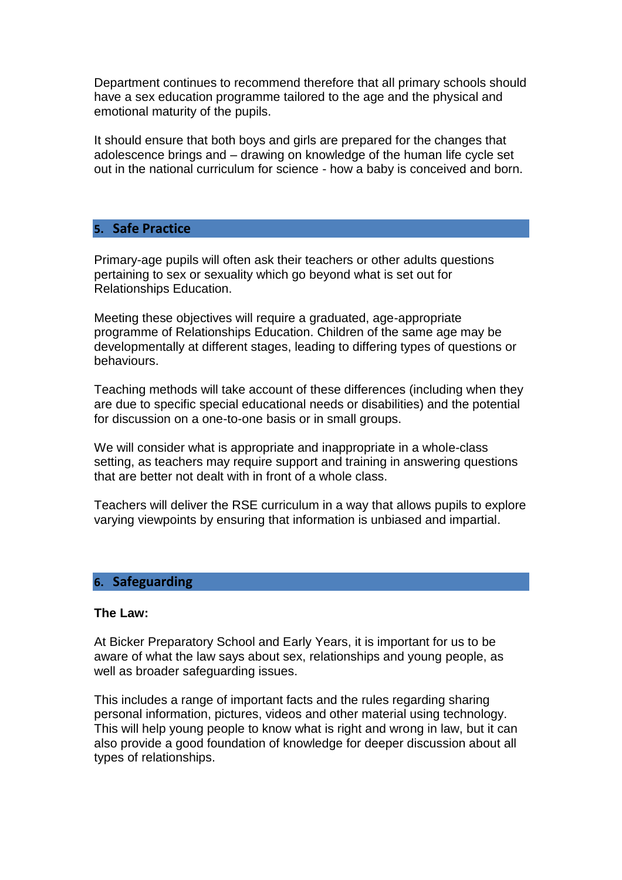Department continues to recommend therefore that all primary schools should have a sex education programme tailored to the age and the physical and emotional maturity of the pupils.

It should ensure that both boys and girls are prepared for the changes that adolescence brings and – drawing on knowledge of the human life cycle set out in the national curriculum for science - how a baby is conceived and born.

## 5. Safe Practice

Primary-age pupils will often ask their teachers or other adults questions pertaining to sex or sexuality which go beyond what is set out for Relationships Education.

Meeting these objectives will require a graduated, age-appropriate programme of Relationships Education. Children of the same age may be developmentally at different stages, leading to differing types of questions or behaviours.

Teaching methods will take account of these differences (including when they are due to specific special educational needs or disabilities) and the potential for discussion on a one-to-one basis or in small groups.

We will consider what is appropriate and inappropriate in a whole-class setting, as teachers may require support and training in answering questions that are better not dealt with in front of a whole class.

Teachers will deliver the RSE curriculum in a way that allows pupils to explore varying viewpoints by ensuring that information is unbiased and impartial.

## 6. Safeguarding

**The Law:**

At Bicker Preparatory School and Early Years, it is important for us to be aware of what the law says about sex, relationships and young people, as well as broader safeguarding issues.

This includes a range of important facts and the rules regarding sharing personal information, pictures, videos and other material using technology. This will help young people to know what is right and wrong in law, but it can also provide a good foundation of knowledge for deeper discussion about all types of relationships.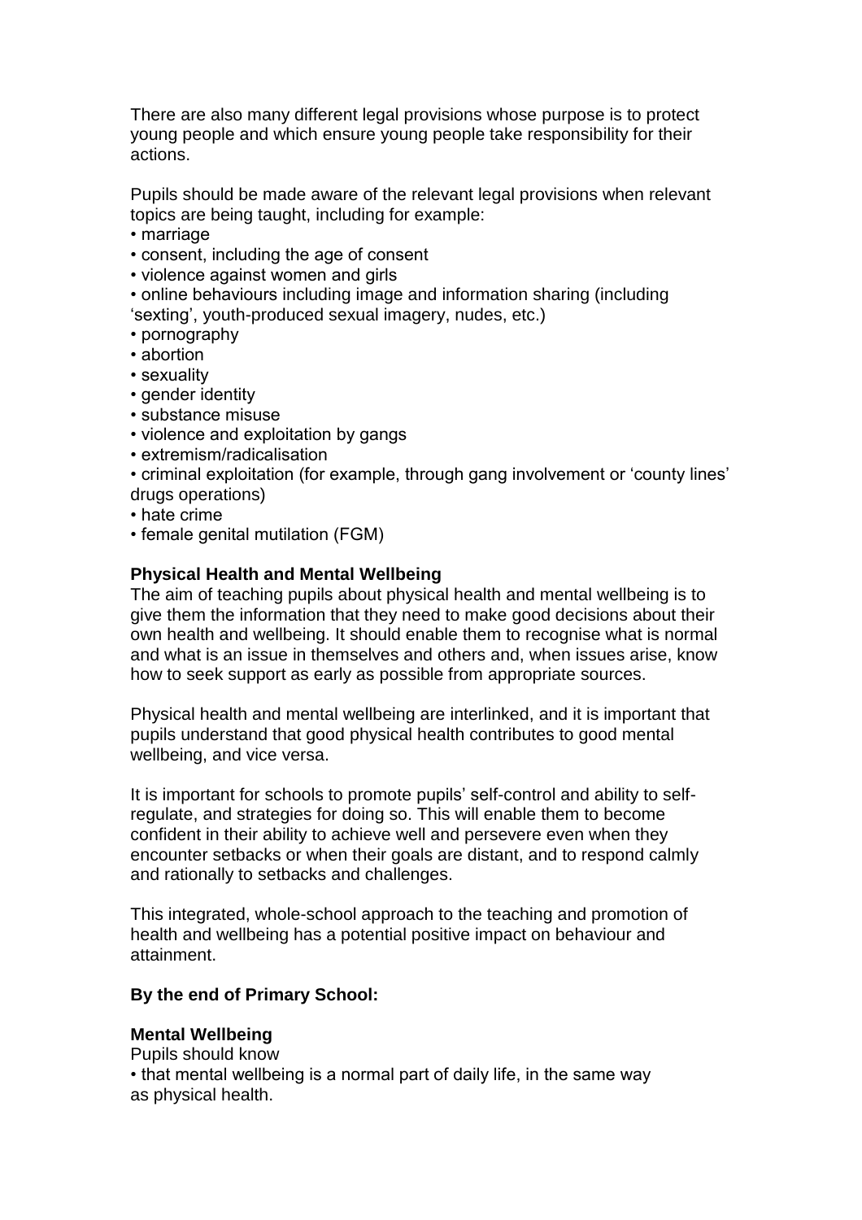There are also many different legal provisions whose purpose is to protect young people and which ensure young people take responsibility for their actions.

Pupils should be made aware of the relevant legal provisions when relevant topics are being taught, including for example:

- marriage
- consent, including the age of consent
- violence against women and girls
- online behaviours including image and information sharing (including 'sexting', youth-produced sexual imagery, nudes, etc.)
- pornography
- abortion
- sexuality
- gender identity
- substance misuse
- violence and exploitation by gangs
- extremism/radicalisation
- criminal exploitation (for example, through gang involvement or 'county lines' drugs operations)
- hate crime
- female genital mutilation (FGM)

**Physical Health and Mental Wellbeing**

The aim of teaching pupils about physical health and mental wellbeing is to give them the information that they need to make good decisions about their own health and wellbeing. It should enable them to recognise what is normal and what is an issue in themselves and others and, when issues arise, know how to seek support as early as possible from appropriate sources.

Physical health and mental wellbeing are interlinked, and it is important that pupils understand that good physical health contributes to good mental wellbeing, and vice versa.

It is important for schools to promote pupils' self-control and ability to self-regulate, and strategies for doing so. This will enable them to become confident in their ability to achieve well and persevere even when they encounter setbacks or when their goals are distant, and to respond calmly and rationally to setbacks and challenges.

This integrated, whole-school approach to the teaching and promotion of health and wellbeing has a potential positive impact on behaviour and attainment.

**By the end of Primary School:**

**Mental Wellbeing**

Pupils should know

- that mental wellbeing is a normal part of daily life, in the same way as physical health.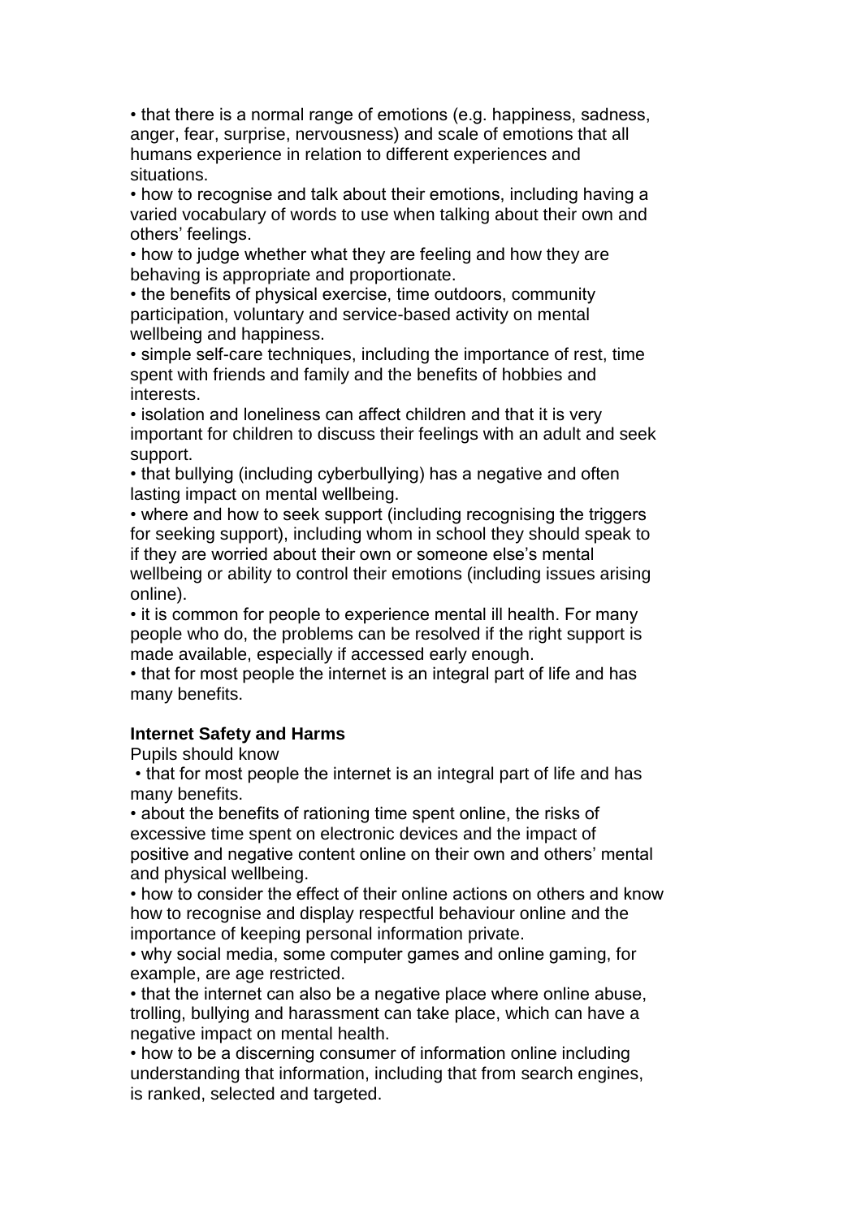- that there is a normal range of emotions (e.g. happiness, sadness, anger, fear, surprise, nervousness) and scale of emotions that all humans experience in relation to different experiences and situations.
- how to recognise and talk about their emotions, including having a varied vocabulary of words to use when talking about their own and others' feelings.
- how to judge whether what they are feeling and how they are behaving is appropriate and proportionate.
- the benefits of physical exercise, time outdoors, community participation, voluntary and service-based activity on mental wellbeing and happiness.
- simple self-care techniques, including the importance of rest, time spent with friends and family and the benefits of hobbies and interests.
- isolation and loneliness can affect children and that it is very important for children to discuss their feelings with an adult and seek support.
- that bullying (including cyberbullying) has a negative and often lasting impact on mental wellbeing.
- where and how to seek support (including recognising the triggers for seeking support), including whom in school they should speak to if they are worried about their own or someone else's mental wellbeing or ability to control their emotions (including issues arising online).
- it is common for people to experience mental ill health. For many people who do, the problems can be resolved if the right support is made available, especially if accessed early enough.
- that for most people the internet is an integral part of life and has many benefits.

**Internet Safety and Harms**

Pupils should know

- that for most people the internet is an integral part of life and has many benefits.
- about the benefits of rationing time spent online, the risks of excessive time spent on electronic devices and the impact of positive and negative content online on their own and others' mental and physical wellbeing.
- how to consider the effect of their online actions on others and know how to recognise and display respectful behaviour online and the importance of keeping personal information private.
- why social media, some computer games and online gaming, for example, are age restricted.
- that the internet can also be a negative place where online abuse, trolling, bullying and harassment can take place, which can have a negative impact on mental health.
- how to be a discerning consumer of information online including understanding that information, including that from search engines, is ranked, selected and targeted.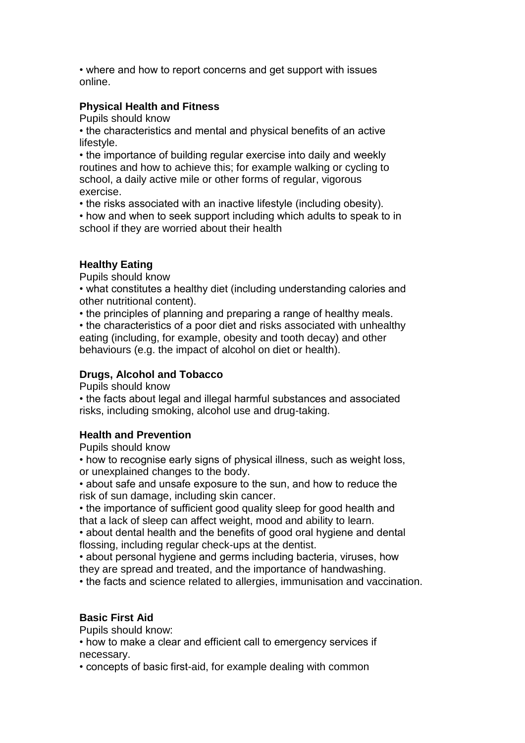• where and how to report concerns and get support with issues online.

**Physical Health and Fitness**

Pupils should know

• the characteristics and mental and physical benefits of an active lifestyle.

• the importance of building regular exercise into daily and weekly routines and how to achieve this; for example walking or cycling to school, a daily active mile or other forms of regular, vigorous exercise.

• the risks associated with an inactive lifestyle (including obesity).

• how and when to seek support including which adults to speak to in school if they are worried about their health

**Healthy Eating**

Pupils should know

• what constitutes a healthy diet (including understanding calories and other nutritional content).

• the principles of planning and preparing a range of healthy meals.

• the characteristics of a poor diet and risks associated with unhealthy eating (including, for example, obesity and tooth decay) and other behaviours (e.g. the impact of alcohol on diet or health).

**Drugs, Alcohol and Tobacco**

Pupils should know

• the facts about legal and illegal harmful substances and associated risks, including smoking, alcohol use and drug-taking.

**Health and Prevention**

Pupils should know

• how to recognise early signs of physical illness, such as weight loss, or unexplained changes to the body.

• about safe and unsafe exposure to the sun, and how to reduce the risk of sun damage, including skin cancer.

• the importance of sufficient good quality sleep for good health and that a lack of sleep can affect weight, mood and ability to learn.

• about dental health and the benefits of good oral hygiene and dental flossing, including regular check-ups at the dentist.

• about personal hygiene and germs including bacteria, viruses, how they are spread and treated, and the importance of handwashing.

• the facts and science related to allergies, immunisation and vaccination.

**Basic First Aid**

Pupils should know:

• how to make a clear and efficient call to emergency services if necessary.

• concepts of basic first-aid, for example dealing with common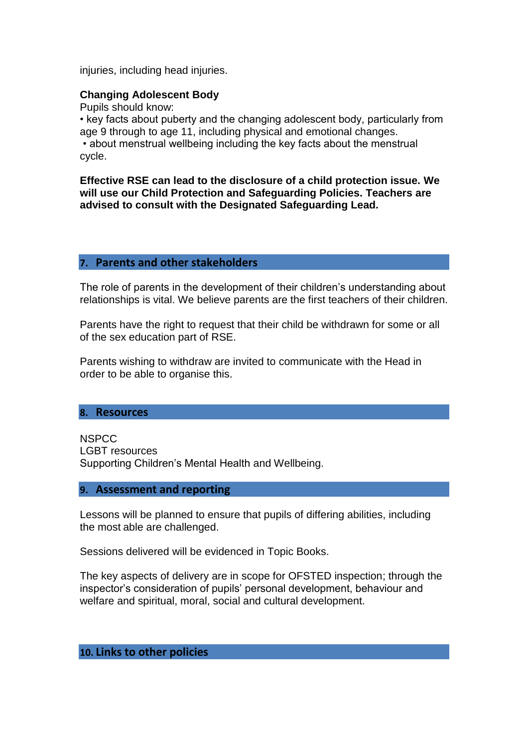injuries, including head injuries.

**Changing Adolescent Body**

Pupils should know:

• key facts about puberty and the changing adolescent body, particularly from age 9 through to age 11, including physical and emotional changes.

• about menstrual wellbeing including the key facts about the menstrual cycle.

**Effective RSE can lead to the disclosure of a child protection issue. We will use our Child Protection and Safeguarding Policies. Teachers are advised to consult with the Designated Safeguarding Lead.**

## 7. Parents and other stakeholders

The role of parents in the development of their children's understanding about relationships is vital. We believe parents are the first teachers of their children.

Parents have the right to request that their child be withdrawn for some or all of the sex education part of RSE.

Parents wishing to withdraw are invited to communicate with the Head in order to be able to organise this.

## 8. Resources

NSPCC
LGBT resources
Supporting Children's Mental Health and Wellbeing.

## 9. Assessment and reporting

Lessons will be planned to ensure that pupils of differing abilities, including the most able are challenged.

Sessions delivered will be evidenced in Topic Books.

The key aspects of delivery are in scope for OFSTED inspection; through the inspector's consideration of pupils' personal development, behaviour and welfare and spiritual, moral, social and cultural development.

## 10. Links to other policies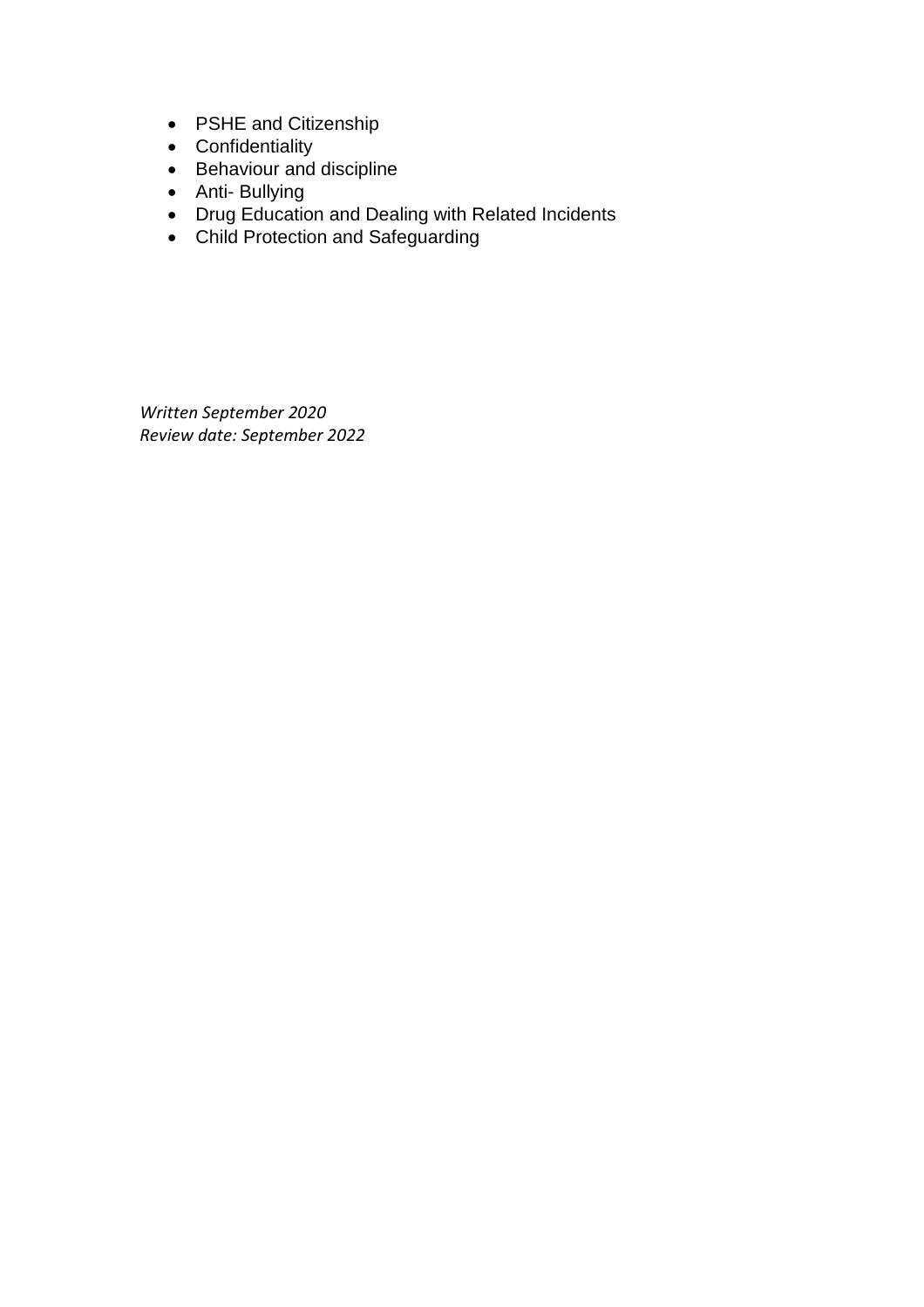- PSHE and Citizenship
- Confidentiality
- Behaviour and discipline
- Anti- Bullying
- Drug Education and Dealing with Related Incidents
- Child Protection and Safeguarding

*Written September 2020*
*Review date: September 2022*